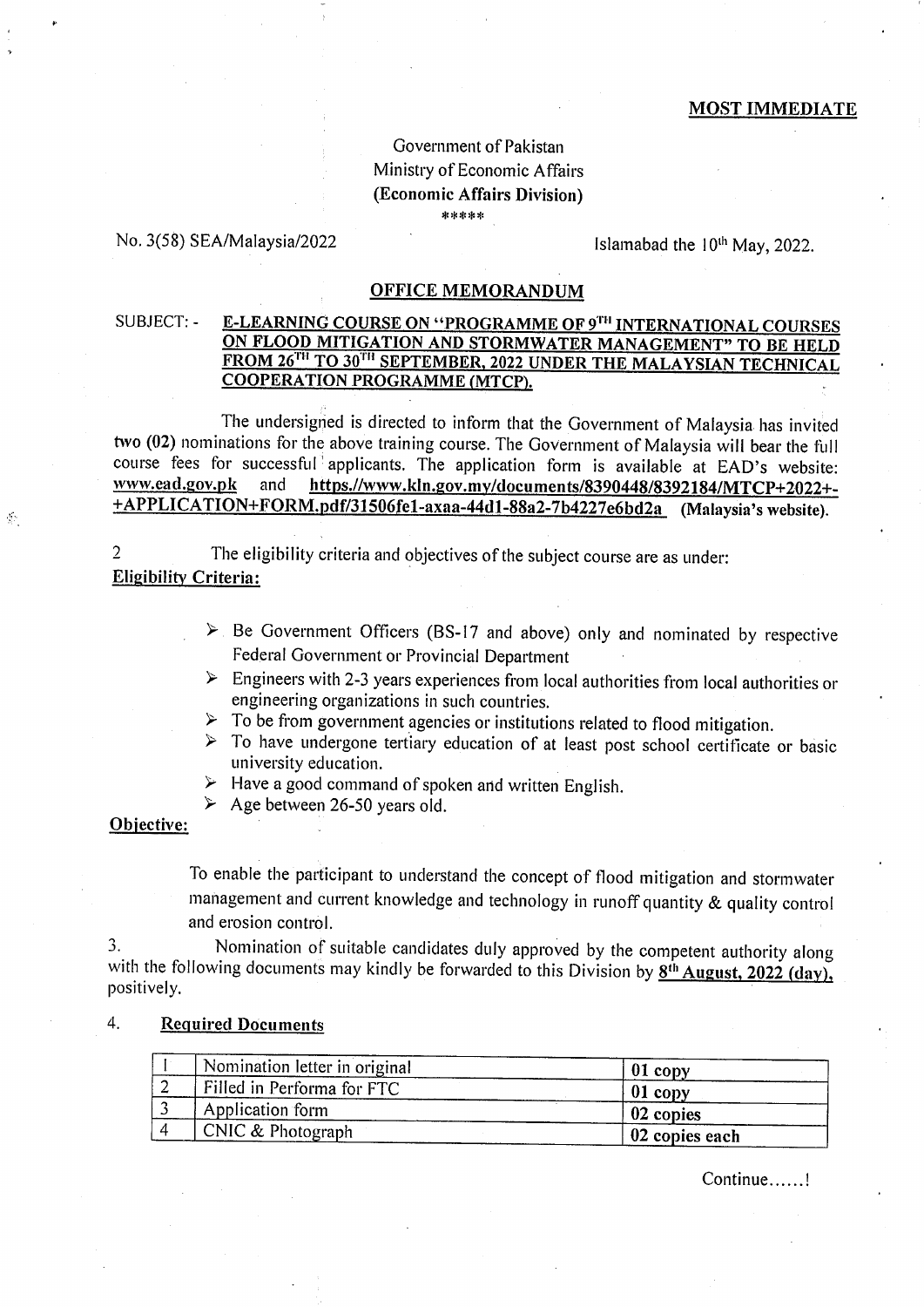**MOST IMMEDIATE**

Government of Pakistan
Ministry of Economic Affairs
**(Economic Affairs Division)**
\*\*\*\*\*

No. 3(58) SEA/Malaysia/2022 Islamabad the 10th May, 2022.

## OFFICE MEMORANDUM

SUBJECT: - **E-LEARNING COURSE ON "PROGRAMME OF 9TH INTERNATIONAL COURSES ON FLOOD MITIGATION AND STORMWATER MANAGEMENT" TO BE HELD FROM 26TH TO 30TH SEPTEMBER, 2022 UNDER THE MALAYSIAN TECHNICAL COOPERATION PROGRAMME (MTCP).**

The undersigned is directed to inform that the Government of Malaysia has invited **two (02)** nominations for the above training course. The Government of Malaysia will bear the full course fees for successful applicants. The application form is available at EAD's website: **www.ead.gov.pk** and **https.//www.kln.gov.my/documents/8390448/8392184/MTCP+2022+-+APPLICATION+FORM.pdf/31506fe1-axaa-44d1-88a2-7b4227e6bd2a** **(Malaysia's website).**

2 The eligibility criteria and objectives of the subject course are as under:

**Eligibility Criteria:**

- Be Government Officers (BS-17 and above) only and nominated by respective Federal Government or Provincial Department
- Engineers with 2-3 years experiences from local authorities from local authorities or engineering organizations in such countries.
- To be from government agencies or institutions related to flood mitigation.
- To have undergone tertiary education of at least post school certificate or basic university education.
- Have a good command of spoken and written English.
- Age between 26-50 years old.

**Objective:**

To enable the participant to understand the concept of flood mitigation and stormwater management and current knowledge and technology in runoff quantity & quality control and erosion control.

3. Nomination of suitable candidates duly approved by the competent authority along with the following documents may kindly be forwarded to this Division by **8th August, 2022 (day),** positively.

4. **Required Documents**

| | | |
|---|---|---|
| 1 | Nomination letter in original | **01 copy** |
| 2 | Filled in Performa for FTC | **01 copy** |
| 3 | Application form | **02 copies** |
| 4 | CNIC & Photograph | **02 copies each** |

Continue......!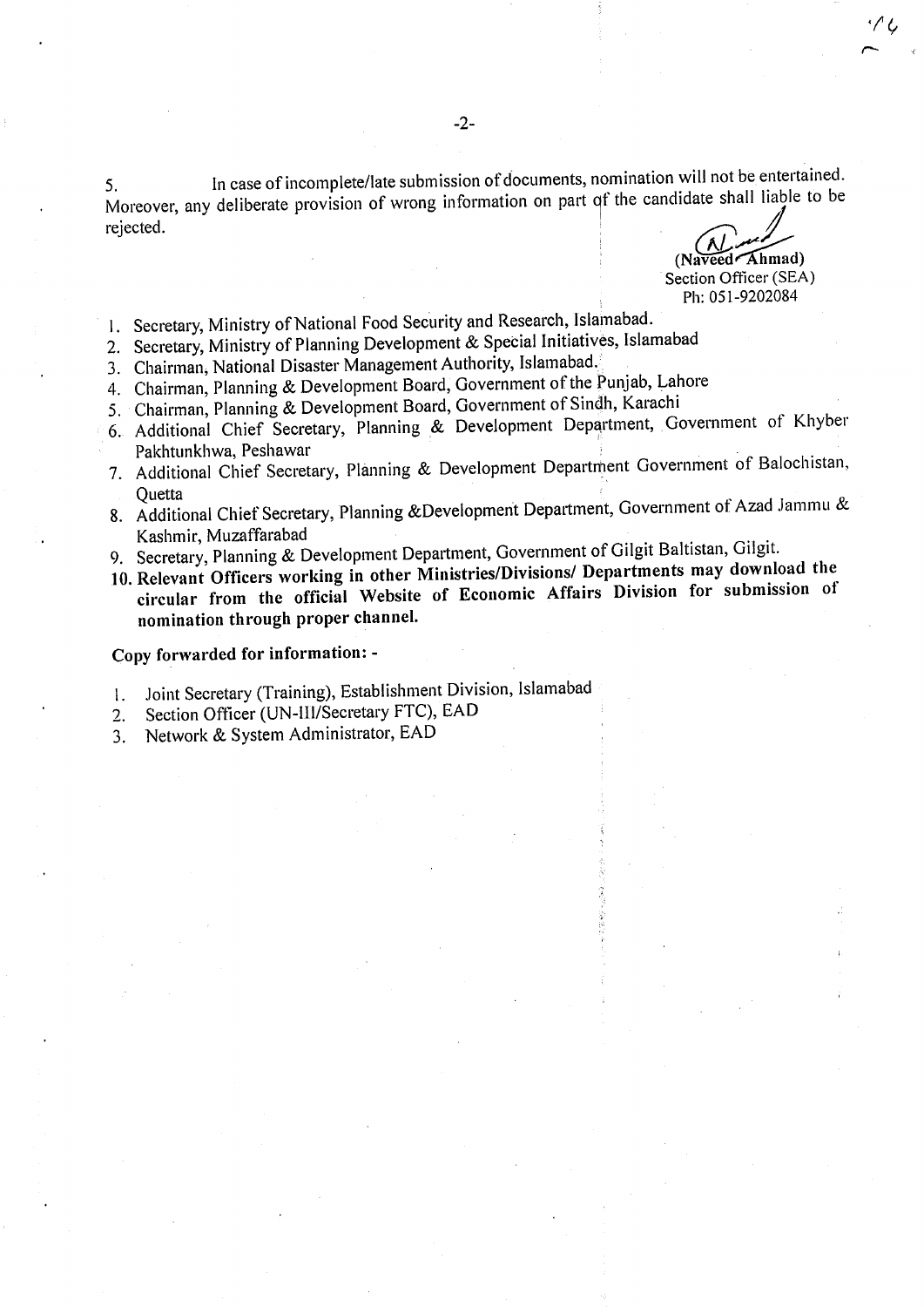5. In case of incomplete/late submission of documents, nomination will not be entertained. Moreover, any deliberate provision of wrong information on part of the candidate shall liable to be rejected.

(Naveed Ahmad)
Section Officer (SEA)
Ph: 051-9202084

1. Secretary, Ministry of National Food Security and Research, Islamabad.
2. Secretary, Ministry of Planning Development & Special Initiatives, Islamabad
3. Chairman, National Disaster Management Authority, Islamabad.
4. Chairman, Planning & Development Board, Government of the Punjab, Lahore
5. Chairman, Planning & Development Board, Government of Sindh, Karachi
6. Additional Chief Secretary, Planning & Development Department, Government of Khyber Pakhtunkhwa, Peshawar
7. Additional Chief Secretary, Planning & Development Department Government of Balochistan, Quetta
8. Additional Chief Secretary, Planning &Development Department, Government of Azad Jammu & Kashmir, Muzaffarabad
9. Secretary, Planning & Development Department, Government of Gilgit Baltistan, Gilgit.
10. **Relevant Officers working in other Ministries/Divisions/ Departments may download the circular from the official Website of Economic Affairs Division for submission of nomination through proper channel.**

**Copy forwarded for information: -**

1. Joint Secretary (Training), Establishment Division, Islamabad
2. Section Officer (UN-III/Secretary FTC), EAD
3. Network & System Administrator, EAD